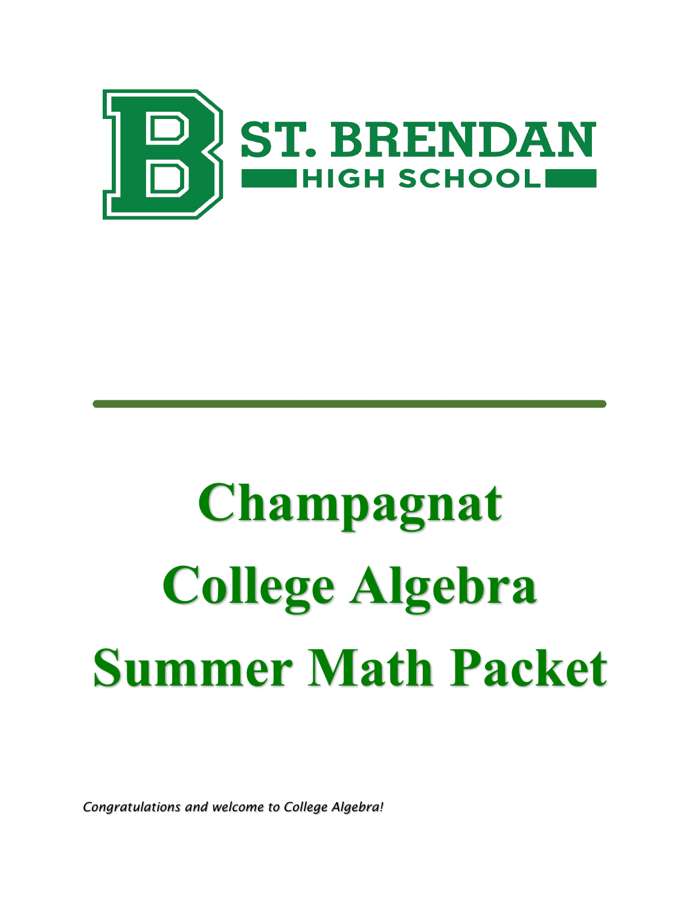ST. BRENDAN HIGH SCHOOL

# Champagnat College Algebra Summer Math Packet

*Congratulations and welcome to College Algebra!*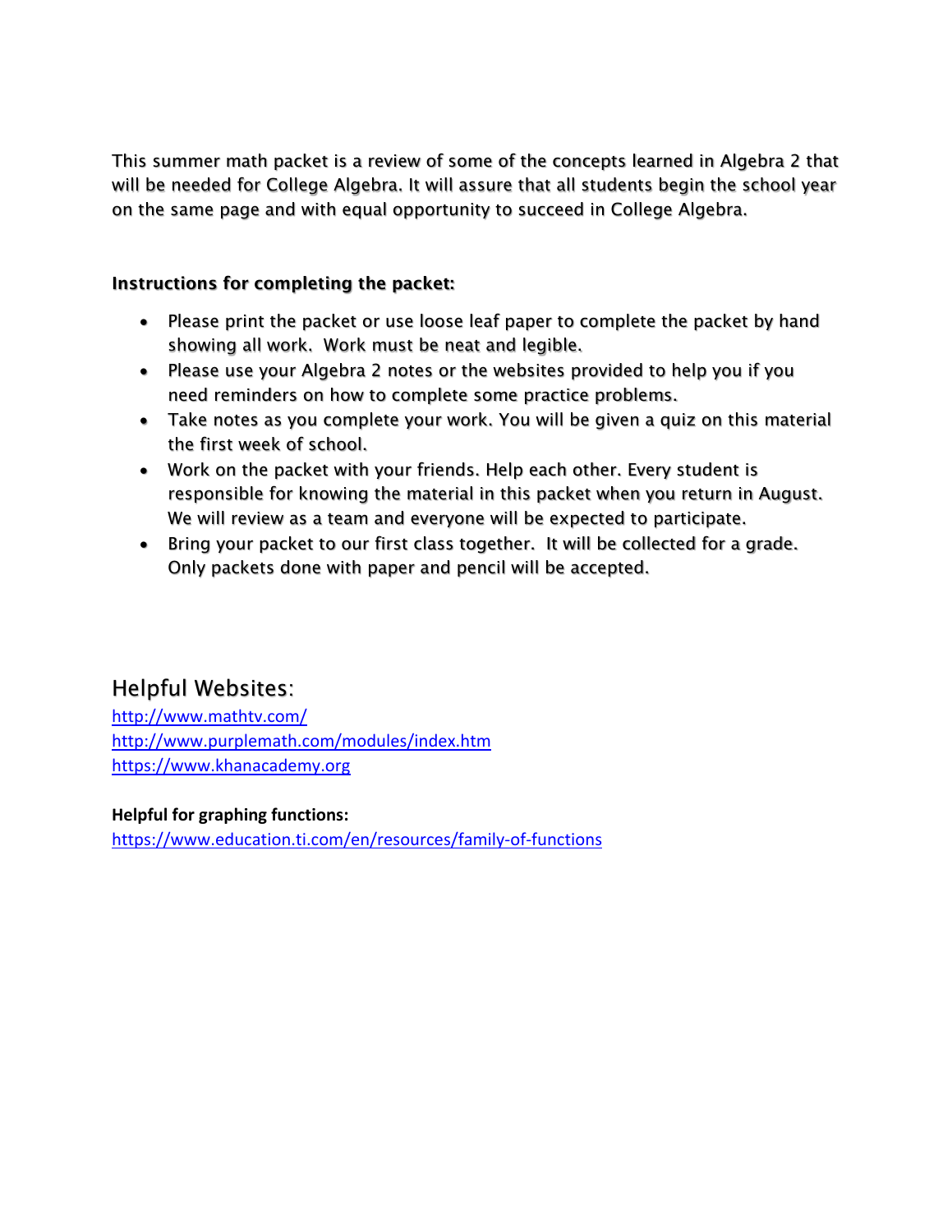This summer math packet is a review of some of the concepts learned in Algebra 2 that will be needed for College Algebra. It will assure that all students begin the school year on the same page and with equal opportunity to succeed in College Algebra.

**Instructions for completing the packet:**

- Please print the packet or use loose leaf paper to complete the packet by hand showing all work. Work must be neat and legible.
- Please use your Algebra 2 notes or the websites provided to help you if you need reminders on how to complete some practice problems.
- Take notes as you complete your work. You will be given a quiz on this material the first week of school.
- Work on the packet with your friends. Help each other. Every student is responsible for knowing the material in this packet when you return in August. We will review as a team and everyone will be expected to participate.
- Bring your packet to our first class together. It will be collected for a grade. Only packets done with paper and pencil will be accepted.

## Helpful Websites:

http://www.mathtv.com/
http://www.purplemath.com/modules/index.htm
https://www.khanacademy.org

**Helpful for graphing functions:**
https://www.education.ti.com/en/resources/family-of-functions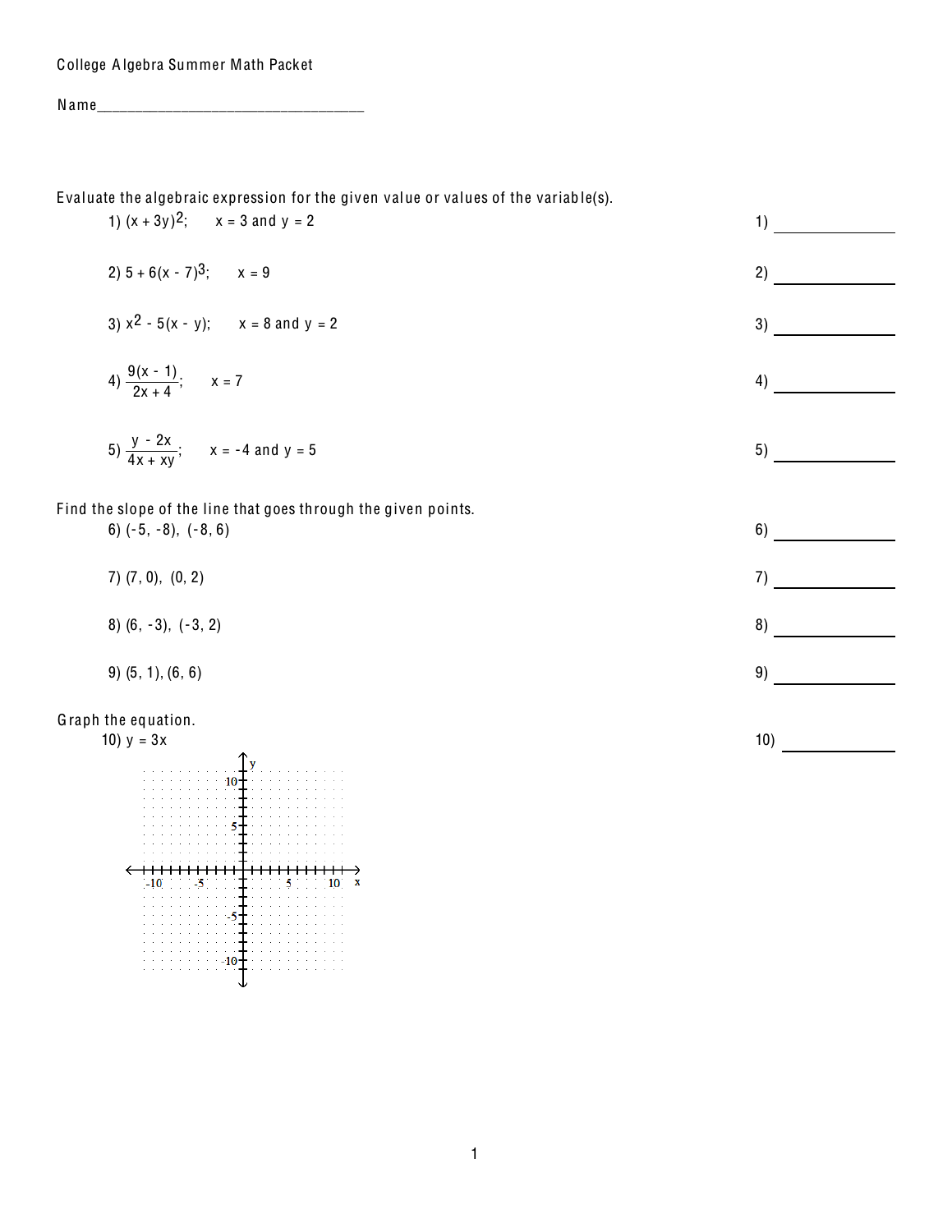College Algebra Summer Math Packet

Name_________________________________

Evaluate the algebraic expression for the given value or values of the variable(s).

1) $(x + 3y)^2$; $x = 3$ and $y = 2$ &emsp; 1) ____________

2) $5 + 6(x - 7)^3$; $x = 9$ &emsp; 2) ____________

3) $x^2 - 5(x - y)$; $x = 8$ and $y = 2$ &emsp; 3) ____________

4) $\frac{9(x - 1)}{2x + 4}$; $x = 7$ &emsp; 4) ____________

5) $\frac{y - 2x}{4x + xy}$; $x = -4$ and $y = 5$ &emsp; 5) ____________

Find the slope of the line that goes through the given points.

6) (-5, -8), (-8, 6) &emsp; 6) ____________

7) (7, 0), (0, 2) &emsp; 7) ____________

8) (6, -3), (-3, 2) &emsp; 8) ____________

9) (5, 1), (6, 6) &emsp; 9) ____________

Graph the equation.

10) $y = 3x$ &emsp; 10) ____________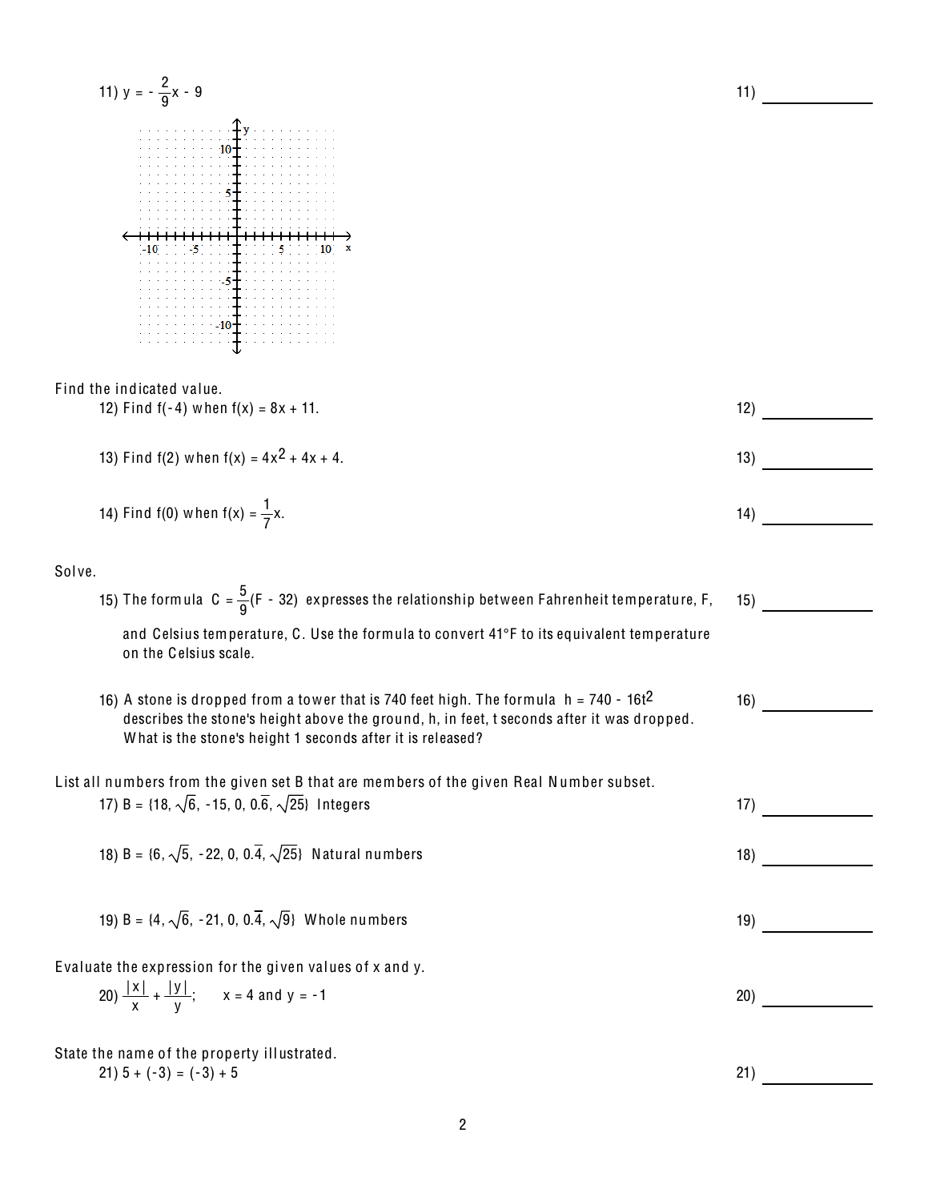11) $y = -\frac{2}{9}x - 9$

11) ____________

Find the indicated value.

12) Find $f(-4)$ when $f(x) = 8x + 11$.

12) ____________

13) Find $f(2)$ when $f(x) = 4x^2 + 4x + 4$.

13) ____________

14) Find $f(0)$ when $f(x) = \frac{1}{7}x$.

14) ____________

Solve.

15) The formula $C = \frac{5}{9}(F - 32)$ expresses the relationship between Fahrenheit temperature, F, and Celsius temperature, C. Use the formula to convert 41°F to its equivalent temperature on the Celsius scale.

15) ____________

16) A stone is dropped from a tower that is 740 feet high. The formula $h = 740 - 16t^2$ describes the stone's height above the ground, h, in feet, t seconds after it was dropped. What is the stone's height 1 seconds after it is released?

16) ____________

List all numbers from the given set B that are members of the given Real Number subset.

17) $B = \{18, \sqrt{6}, -15, 0, 0.\overline{6}, \sqrt{25}\}$ Integers

17) ____________

18) $B = \{6, \sqrt{5}, -22, 0, 0.\overline{4}, \sqrt{25}\}$ Natural numbers

18) ____________

19) $B = \{4, \sqrt{6}, -21, 0, 0.\overline{4}, \sqrt{9}\}$ Whole numbers

19) ____________

Evaluate the expression for the given values of x and y.

20) $\frac{|x|}{x} + \frac{|y|}{y}$;  $x = 4$ and $y = -1$

20) ____________

State the name of the property illustrated.

21) $5 + (-3) = (-3) + 5$

21) ____________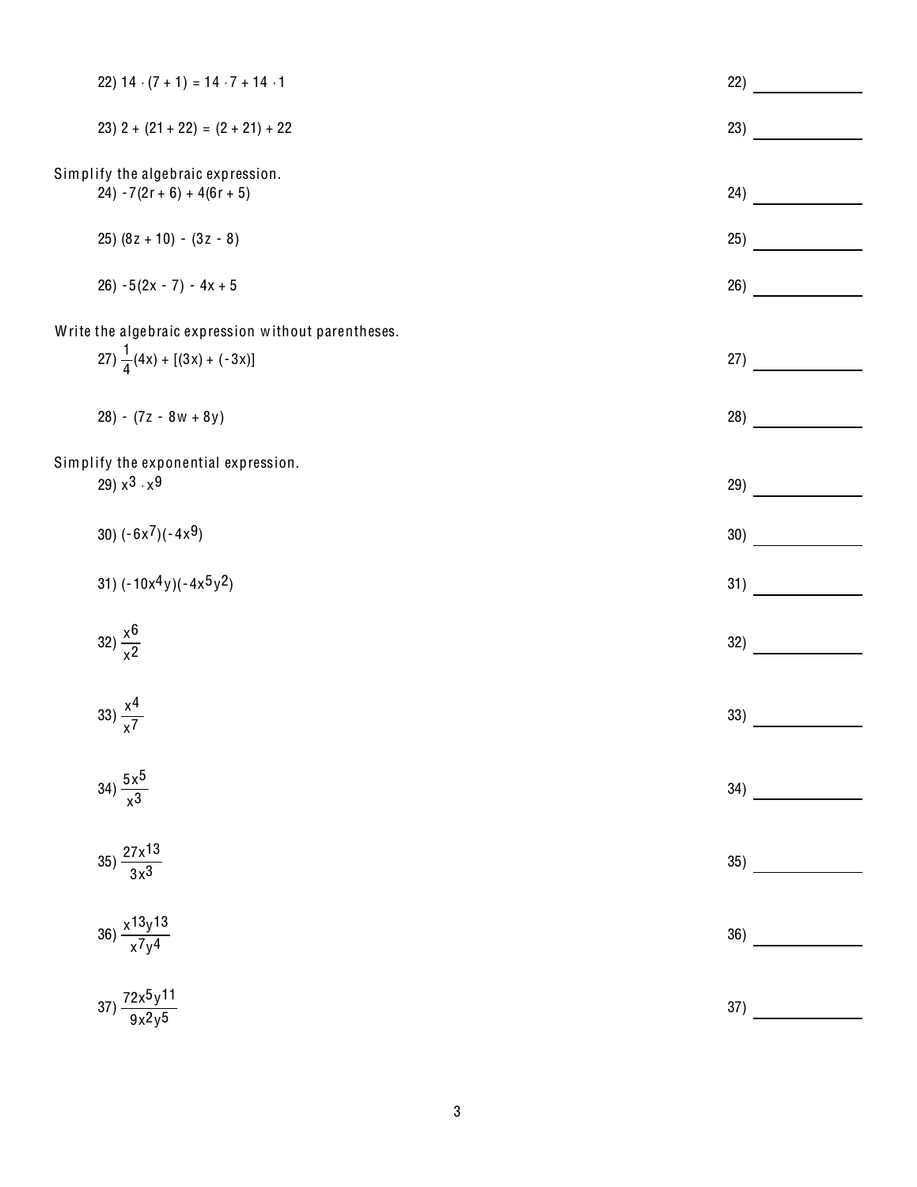22) $14 \cdot (7 + 1) = 14 \cdot 7 + 14 \cdot 1$ 22) ______________

23) $2 + (21 + 22) = (2 + 21) + 22$ 23) ______________

Simplify the algebraic expression.

24) $-7(2r + 6) + 4(6r + 5)$ 24) ______________

25) $(8z + 10) - (3z - 8)$ 25) ______________

26) $-5(2x - 7) - 4x + 5$ 26) ______________

Write the algebraic expression without parentheses.

27) $\frac{1}{4}(4x) + [(3x) + (-3x)]$ 27) ______________

28) $-(7z - 8w + 8y)$ 28) ______________

Simplify the exponential expression.

29) $x^3 \cdot x^9$ 29) ______________

30) $(-6x^7)(-4x^9)$ 30) ______________

31) $(-10x^4y)(-4x^5y^2)$ 31) ______________

32) $\frac{x^6}{x^2}$ 32) ______________

33) $\frac{x^4}{x^7}$ 33) ______________

34) $\frac{5x^5}{x^3}$ 34) ______________

35) $\frac{27x^{13}}{3x^3}$ 35) ______________

36) $\frac{x^{13}y^{13}}{x^7y^4}$ 36) ______________

37) $\frac{72x^5y^{11}}{9x^2y^5}$ 37) ______________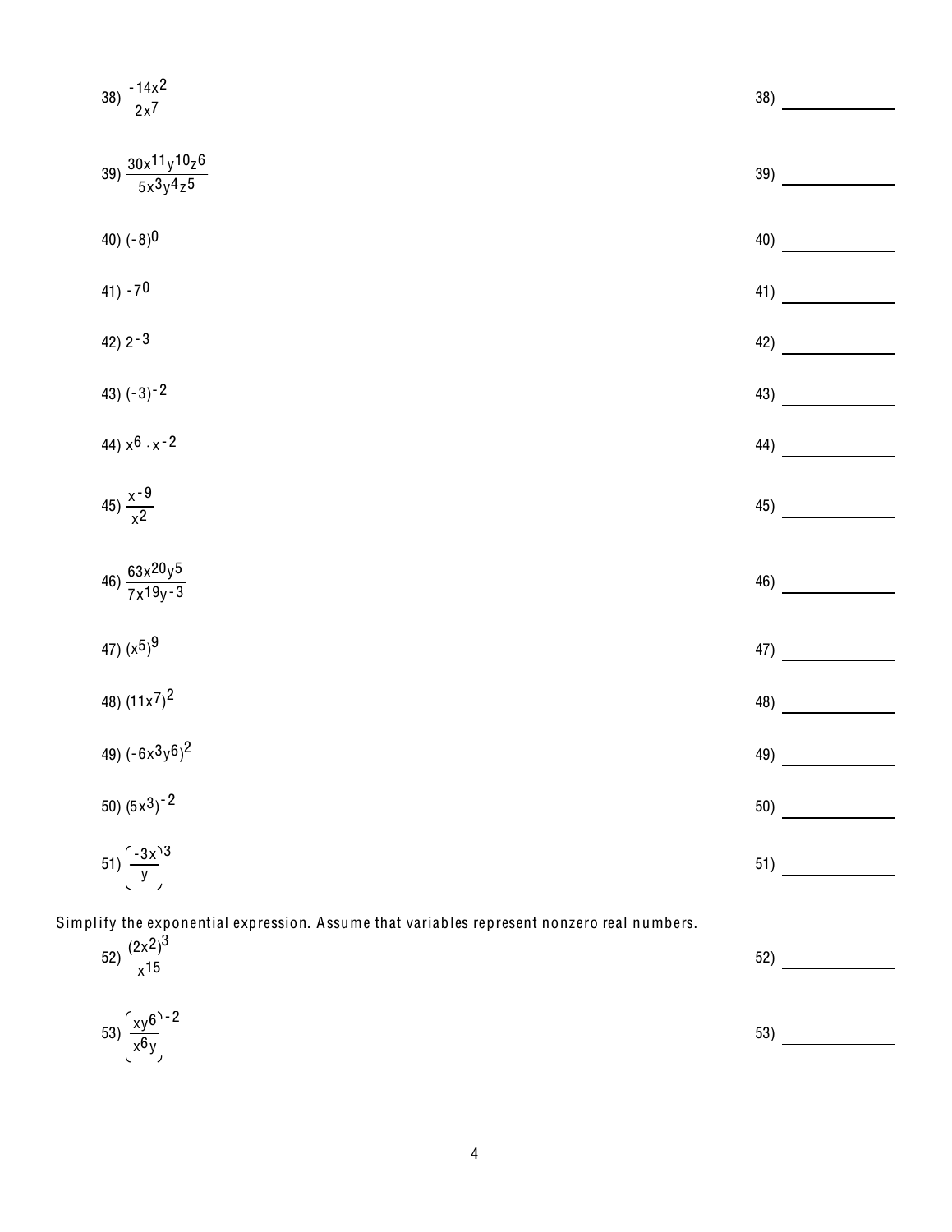38) $\dfrac{-14x^2}{2x^7}$ 38) ____________

39) $\dfrac{30x^{11}y^{10}z^6}{5x^3y^4z^5}$ 39) ____________

40) $(-8)^0$ 40) ____________

41) $-7^0$ 41) ____________

42) $2^{-3}$ 42) ____________

43) $(-3)^{-2}$ 43) ____________

44) $x^6 \cdot x^{-2}$ 44) ____________

45) $\dfrac{x^{-9}}{x^2}$ 45) ____________

46) $\dfrac{63x^{20}y^5}{7x^{19}y^{-3}}$ 46) ____________

47) $(x^5)^9$ 47) ____________

48) $(11x^7)^2$ 48) ____________

49) $(-6x^3y^6)^2$ 49) ____________

50) $(5x^3)^{-2}$ 50) ____________

51) $\left(\dfrac{-3x}{y}\right)^3$ 51) ____________

Simplify the exponential expression. Assume that variables represent nonzero real numbers.

52) $\dfrac{(2x^2)^3}{x^{15}}$ 52) ____________

53) $\left(\dfrac{xy^6}{x^6y}\right)^{-2}$ 53) ____________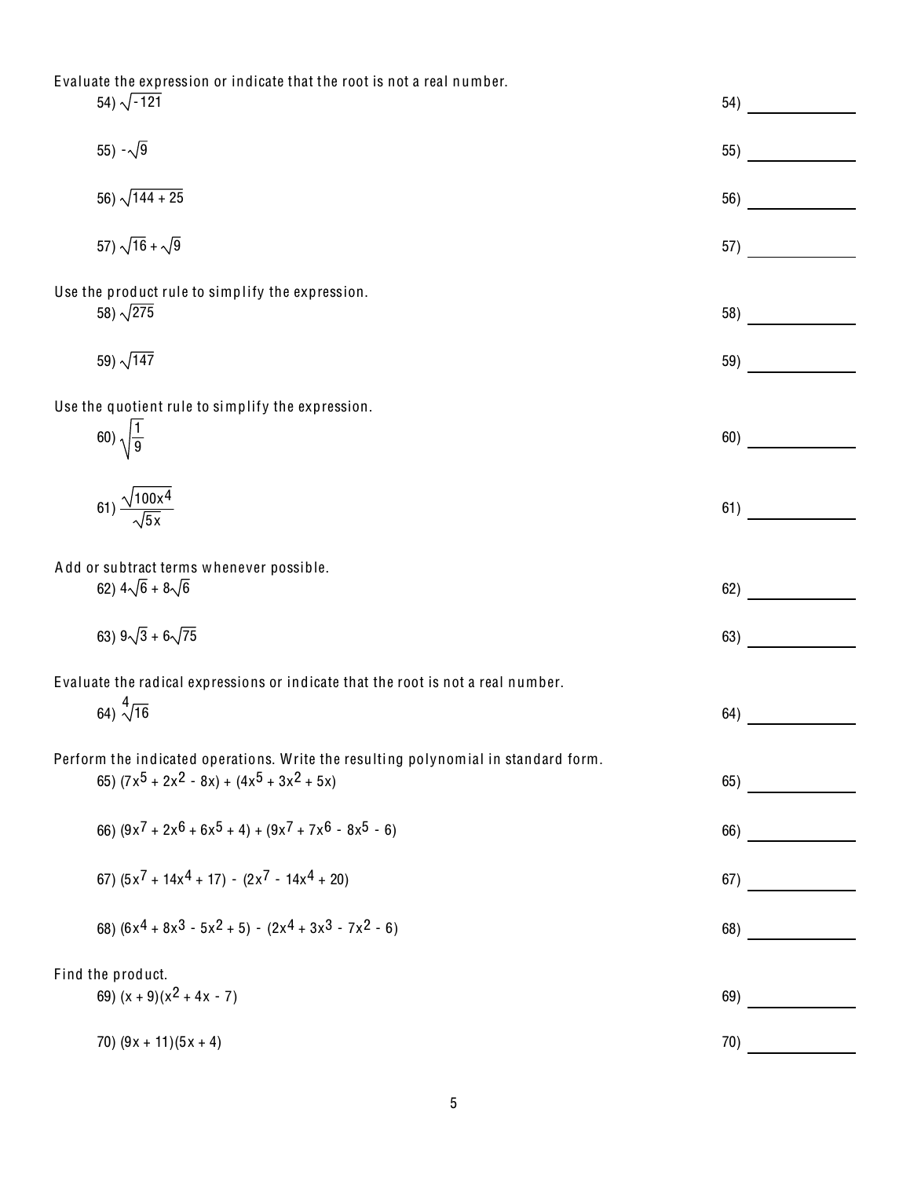Evaluate the expression or indicate that the root is not a real number.

54) $\sqrt{-121}$ &nbsp;&nbsp;&nbsp; 54) ______________

55) $-\sqrt{9}$ &nbsp;&nbsp;&nbsp; 55) ______________

56) $\sqrt{144 + 25}$ &nbsp;&nbsp;&nbsp; 56) ______________

57) $\sqrt{16} + \sqrt{9}$ &nbsp;&nbsp;&nbsp; 57) ______________

Use the product rule to simplify the expression.

58) $\sqrt{275}$ &nbsp;&nbsp;&nbsp; 58) ______________

59) $\sqrt{147}$ &nbsp;&nbsp;&nbsp; 59) ______________

Use the quotient rule to simplify the expression.

60) $\sqrt{\dfrac{1}{9}}$ &nbsp;&nbsp;&nbsp; 60) ______________

61) $\dfrac{\sqrt{100x^4}}{\sqrt{5x}}$ &nbsp;&nbsp;&nbsp; 61) ______________

Add or subtract terms whenever possible.

62) $4\sqrt{6} + 8\sqrt{6}$ &nbsp;&nbsp;&nbsp; 62) ______________

63) $9\sqrt{3} + 6\sqrt{75}$ &nbsp;&nbsp;&nbsp; 63) ______________

Evaluate the radical expressions or indicate that the root is not a real number.

64) $\sqrt[4]{16}$ &nbsp;&nbsp;&nbsp; 64) ______________

Perform the indicated operations. Write the resulting polynomial in standard form.

65) $(7x^5 + 2x^2 - 8x) + (4x^5 + 3x^2 + 5x)$ &nbsp;&nbsp;&nbsp; 65) ______________

66) $(9x^7 + 2x^6 + 6x^5 + 4) + (9x^7 + 7x^6 - 8x^5 - 6)$ &nbsp;&nbsp;&nbsp; 66) ______________

67) $(5x^7 + 14x^4 + 17) - (2x^7 - 14x^4 + 20)$ &nbsp;&nbsp;&nbsp; 67) ______________

68) $(6x^4 + 8x^3 - 5x^2 + 5) - (2x^4 + 3x^3 - 7x^2 - 6)$ &nbsp;&nbsp;&nbsp; 68) ______________

Find the product.

69) $(x + 9)(x^2 + 4x - 7)$ &nbsp;&nbsp;&nbsp; 69) ______________

70) $(9x + 11)(5x + 4)$ &nbsp;&nbsp;&nbsp; 70) ______________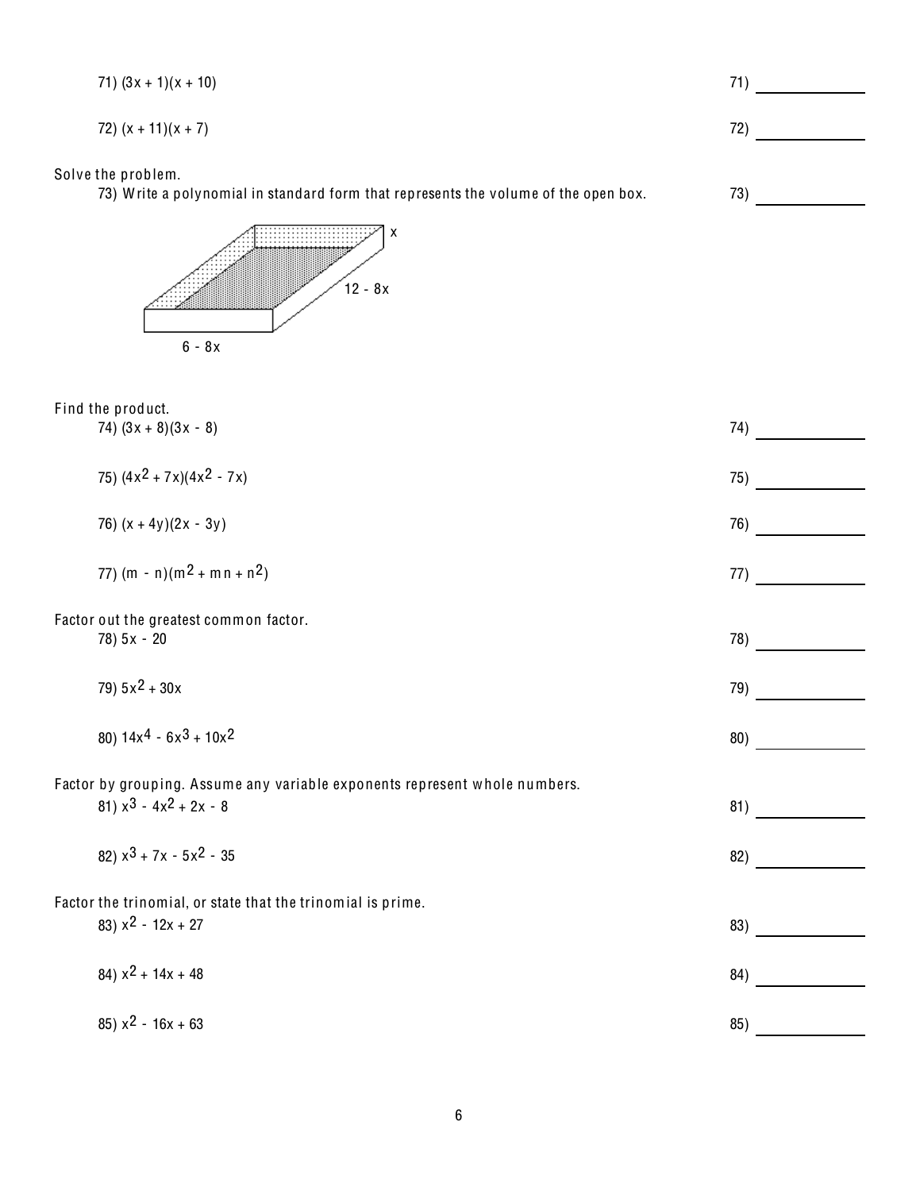71) $(3x + 1)(x + 10)$ 71) ____________

72) $(x + 11)(x + 7)$ 72) ____________

Solve the problem.

73) Write a polynomial in standard form that represents the volume of the open box. 73) ____________

x

12 - 8x

6 - 8x

Find the product.

74) $(3x + 8)(3x - 8)$ 74) ____________

75) $(4x^2 + 7x)(4x^2 - 7x)$ 75) ____________

76) $(x + 4y)(2x - 3y)$ 76) ____________

77) $(m - n)(m^2 + mn + n^2)$ 77) ____________

Factor out the greatest common factor.

78) $5x - 20$ 78) ____________

79) $5x^2 + 30x$ 79) ____________

80) $14x^4 - 6x^3 + 10x^2$ 80) ____________

Factor by grouping. Assume any variable exponents represent whole numbers.

81) $x^3 - 4x^2 + 2x - 8$ 81) ____________

82) $x^3 + 7x - 5x^2 - 35$ 82) ____________

Factor the trinomial, or state that the trinomial is prime.

83) $x^2 - 12x + 27$ 83) ____________

84) $x^2 + 14x + 48$ 84) ____________

85) $x^2 - 16x + 63$ 85) ____________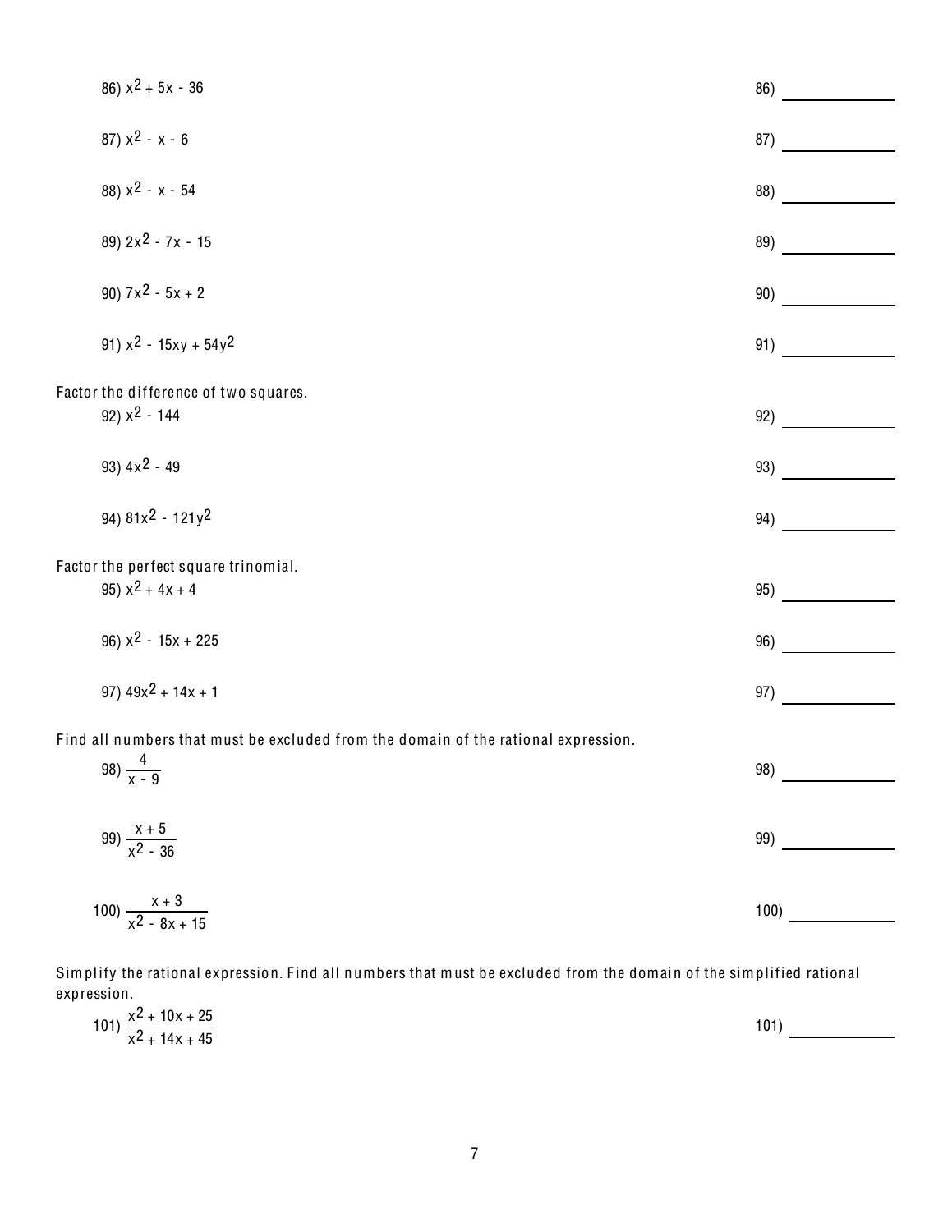86) $x^2 + 5x - 36$

86) ____________

87) $x^2 - x - 6$

87) ____________

88) $x^2 - x - 54$

88) ____________

89) $2x^2 - 7x - 15$

89) ____________

90) $7x^2 - 5x + 2$

90) ____________

91) $x^2 - 15xy + 54y^2$

91) ____________

Factor the difference of two squares.

92) $x^2 - 144$

92) ____________

93) $4x^2 - 49$

93) ____________

94) $81x^2 - 121y^2$

94) ____________

Factor the perfect square trinomial.

95) $x^2 + 4x + 4$

95) ____________

96) $x^2 - 15x + 225$

96) ____________

97) $49x^2 + 14x + 1$

97) ____________

Find all numbers that must be excluded from the domain of the rational expression.

98) $\dfrac{4}{x - 9}$

98) ____________

99) $\dfrac{x + 5}{x^2 - 36}$

99) ____________

100) $\dfrac{x + 3}{x^2 - 8x + 15}$

100) ____________

Simplify the rational expression. Find all numbers that must be excluded from the domain of the simplified rational expression.

101) $\dfrac{x^2 + 10x + 25}{x^2 + 14x + 45}$

101) ____________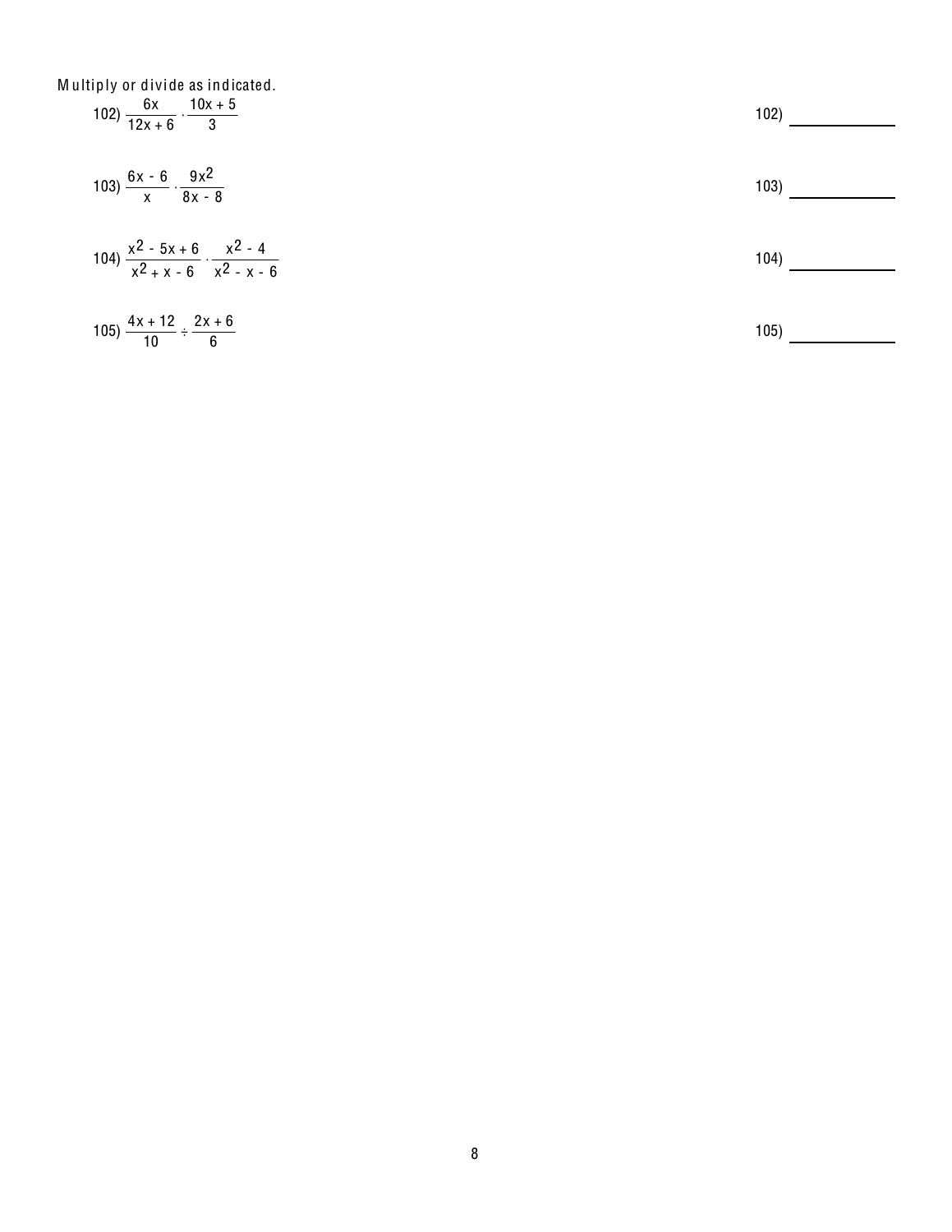Multiply or divide as indicated.

102) $\dfrac{6x}{12x + 6} \cdot \dfrac{10x + 5}{3}$ 102) ____________

103) $\dfrac{6x - 6}{x} \cdot \dfrac{9x^2}{8x - 8}$ 103) ____________

104) $\dfrac{x^2 - 5x + 6}{x^2 + x - 6} \cdot \dfrac{x^2 - 4}{x^2 - x - 6}$ 104) ____________

105) $\dfrac{4x + 12}{10} \div \dfrac{2x + 6}{6}$ 105) ____________